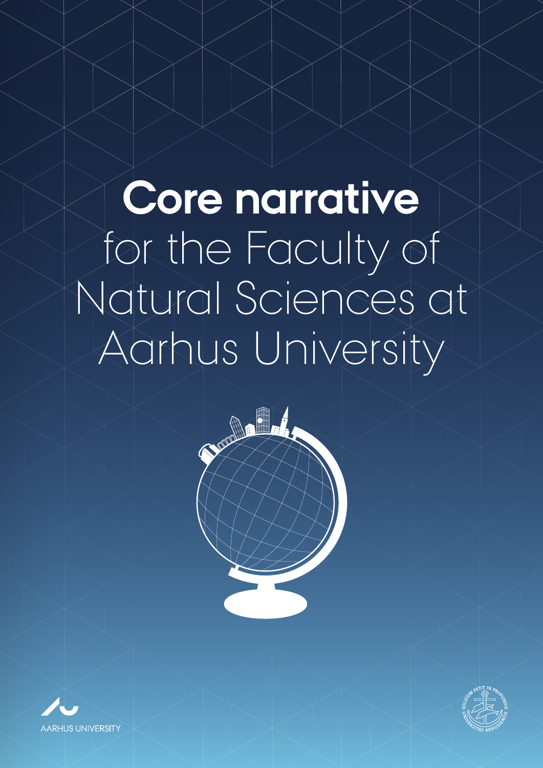# **Core narrative** for the Faculty of Natural Sciences at Aarhus University

AARHUS UNIVERSITY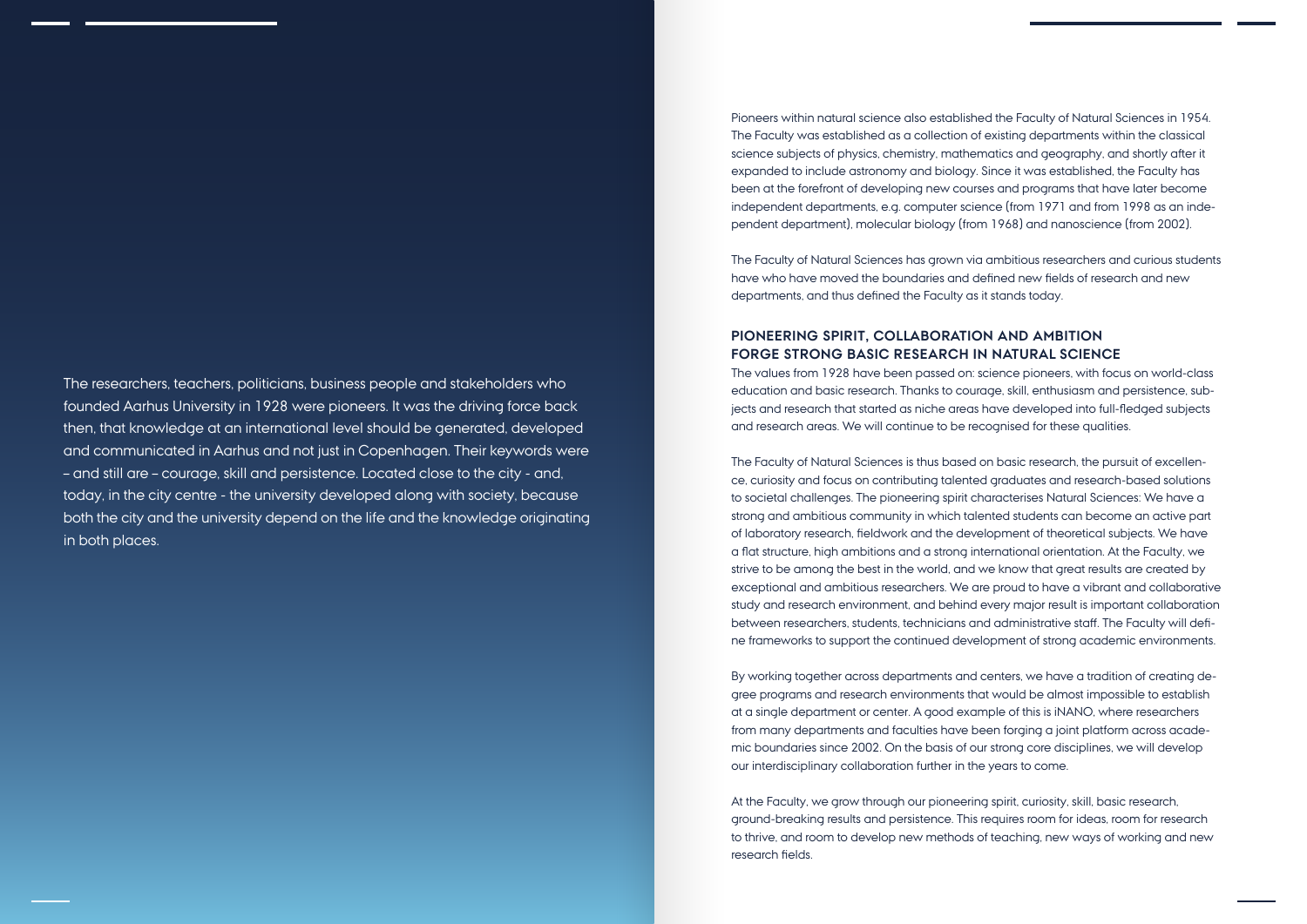The researchers, teachers, politicians, business people and stakeholders who founded Aarhus University in 1928 were pioneers. It was the driving force back then, that knowledge at an international level should be generated, developed and communicated in Aarhus and not just in Copenhagen. Their keywords were – and still are – courage, skill and persistence. Located close to the city - and, today, in the city centre - the university developed along with society, because both the city and the university depend on the life and the knowledge originating in both places.

Pioneers within natural science also established the Faculty of Natural Sciences in 1954. The Faculty was established as a collection of existing departments within the classical science subjects of physics, chemistry, mathematics and geography, and shortly after it expanded to include astronomy and biology. Since it was established, the Faculty has been at the forefront of developing new courses and programs that have later become independent departments, e.g. computer science (from 1971 and from 1998 as an independent department), molecular biology (from 1968) and nanoscience (from 2002).

The Faculty of Natural Sciences has grown via ambitious researchers and curious students have who have moved the boundaries and defined new fields of research and new departments, and thus defined the Faculty as it stands today.

## PIONEERING SPIRIT, COLLABORATION AND AMBITION FORGE STRONG BASIC RESEARCH IN NATURAL SCIENCE

The values from 1928 have been passed on: science pioneers, with focus on world-class education and basic research. Thanks to courage, skill, enthusiasm and persistence, subjects and research that started as niche areas have developed into full-fledged subjects and research areas. We will continue to be recognised for these qualities.

The Faculty of Natural Sciences is thus based on basic research, the pursuit of excellence, curiosity and focus on contributing talented graduates and research-based solutions to societal challenges. The pioneering spirit characterises Natural Sciences: We have a strong and ambitious community in which talented students can become an active part of laboratory research, fieldwork and the development of theoretical subjects. We have a flat structure, high ambitions and a strong international orientation. At the Faculty, we strive to be among the best in the world, and we know that great results are created by exceptional and ambitious researchers. We are proud to have a vibrant and collaborative study and research environment, and behind every major result is important collaboration between researchers, students, technicians and administrative staff. The Faculty will define frameworks to support the continued development of strong academic environments.

By working together across departments and centers, we have a tradition of creating degree programs and research environments that would be almost impossible to establish at a single department or center. A good example of this is iNANO, where researchers from many departments and faculties have been forging a joint platform across academic boundaries since 2002. On the basis of our strong core disciplines, we will develop our interdisciplinary collaboration further in the years to come.

At the Faculty, we grow through our pioneering spirit, curiosity, skill, basic research, ground-breaking results and persistence. This requires room for ideas, room for research to thrive, and room to develop new methods of teaching, new ways of working and new research fields.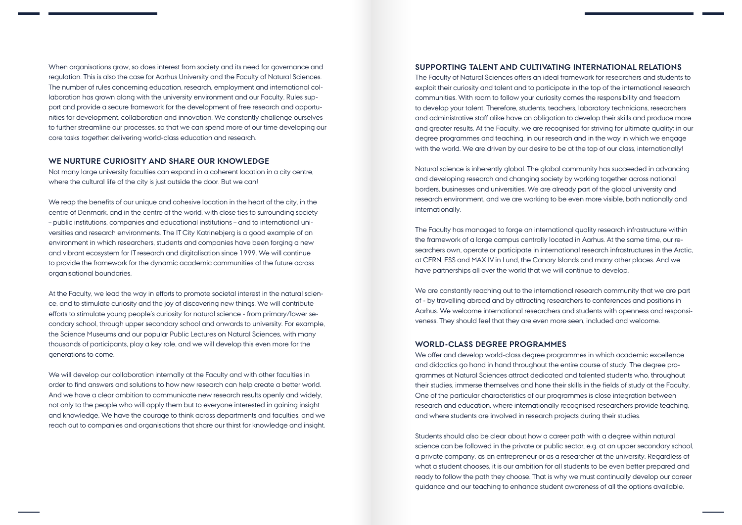When organisations grow, so does interest from society and its need for governance and regulation. This is also the case for Aarhus University and the Faculty of Natural Sciences. The number of rules concerning education, research, employment and international collaboration has grown along with the university environment and our Faculty. Rules support and provide a secure framework for the development of free research and opportunities for development, collaboration and innovation. We constantly challenge ourselves to further streamline our processes, so that we can spend more of our time developing our core tasks *together*: delivering world-class education and research.

## WE NURTURE CURIOSITY AND SHARE OUR KNOWLEDGE

Not many large university faculties can expand in a coherent location in a city centre, where the cultural life of the city is just outside the door. But we can!

We reap the benefits of our unique and cohesive location in the heart of the city, in the centre of Denmark, and in the centre of the world, with close ties to surrounding society – public institutions, companies and educational institutions – and to international universities and research environments. The IT City Katrinebjerg is a good example of an environment in which researchers, students and companies have been forging a new and vibrant ecosystem for IT research and digitalisation since 1999. We will continue to provide the framework for the dynamic academic communities of the future across organisational boundaries.

At the Faculty, we lead the way in efforts to promote societal interest in the natural science, and to stimulate curiosity and the joy of discovering new things. We will contribute efforts to stimulate young people's curiosity for natural science - from primary/lower secondary school, through upper secondary school and onwards to university. For example, the Science Museums and our popular Public Lectures on Natural Sciences, with many thousands of participants, play a key role, and we will develop this even more for the generations to come.

We will develop our collaboration internally at the Faculty and with other faculties in order to find answers and solutions to how new research can help create a better world. And we have a clear ambition to communicate new research results openly and widely, not only to the people who will apply them but to everyone interested in gaining insight and knowledge. We have the courage to think across departments and faculties, and we reach out to companies and organisations that share our thirst for knowledge and insight.

## SUPPORTING TALENT AND CULTIVATING INTERNATIONAL RELATIONS

The Faculty of Natural Sciences offers an ideal framework for researchers and students to exploit their curiosity and talent and to participate in the top of the international research communities. With room to follow your curiosity comes the responsibility and freedom to develop your talent. Therefore, students, teachers, laboratory technicians, researchers and administrative staff alike have an obligation to develop their skills and produce more and greater results. At the Faculty, we are recognised for striving for ultimate quality: in our degree programmes and teaching, in our research and in the way in which we engage with the world. We are driven by our desire to be at the top of our class, internationally!

Natural science is inherently global. The global community has succeeded in advancing and developing research and changing society by working together across national borders, businesses and universities. We are already part of the global university and research environment, and we are working to be even more visible, both nationally and internationally.

The Faculty has managed to forge an international quality research infrastructure within the framework of a large campus centrally located in Aarhus. At the same time, our researchers own, operate or participate in international research infrastructures in the Arctic, at CERN, ESS and MAX IV in Lund, the Canary Islands and many other places. And we have partnerships all over the world that we will continue to develop.

We are constantly reaching out to the international research community that we are part of - by travelling abroad and by attracting researchers to conferences and positions in Aarhus. We welcome international researchers and students with openness and responsiveness. They should feel that they are even more seen, included and welcome.

## WORLD-CLASS DEGREE PROGRAMMES

We offer and develop world-class degree programmes in which academic excellence and didactics go hand in hand throughout the entire course of study. The degree programmes at Natural Sciences attract dedicated and talented students who, throughout their studies, immerse themselves and hone their skills in the fields of study at the Faculty. One of the particular characteristics of our programmes is close integration between research and education, where internationally recognised researchers provide teaching, and where students are involved in research projects during their studies.

Students should also be clear about how a career path with a degree within natural science can be followed in the private or public sector, e.g. at an upper secondary school, a private company, as an entrepreneur or as a researcher at the university. Regardless of what a student chooses, it is our ambition for all students to be even better prepared and ready to follow the path they choose. That is why we must continually develop our career guidance and our teaching to enhance student awareness of all the options available.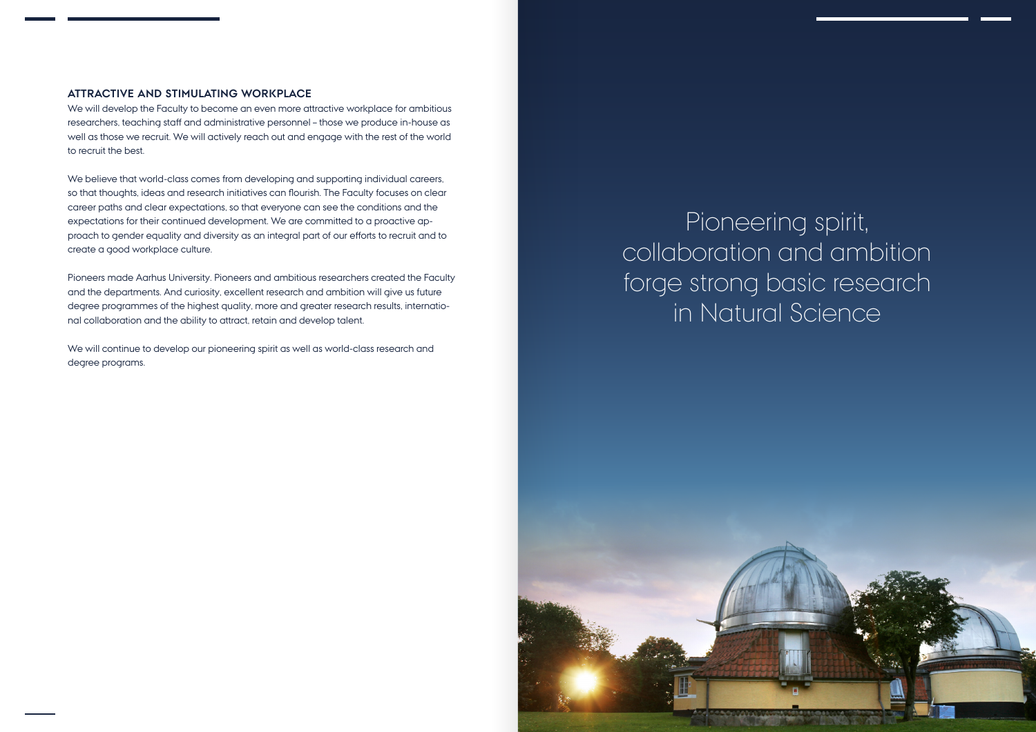## ATTRACTIVE AND STIMULATING WORKPLACE

We will develop the Faculty to become an even more attractive workplace for ambitious researchers, teaching staff and administrative personnel – those we produce in-house as well as those we recruit. We will actively reach out and engage with the rest of the world to recruit the best.

We believe that world-class comes from developing and supporting individual careers, so that thoughts, ideas and research initiatives can flourish. The Faculty focuses on clear career paths and clear expectations, so that everyone can see the conditions and the expectations for their continued development. We are committed to a proactive approach to gender equality and diversity as an integral part of our efforts to recruit and to create a good workplace culture.

Pioneers made Aarhus University. Pioneers and ambitious researchers created the Faculty and the departments. And curiosity, excellent research and ambition will give us future degree programmes of the highest quality, more and greater research results, international collaboration and the ability to attract, retain and develop talent.

We will continue to develop our pioneering spirit as well as world-class research and degree programs.

Pioneering spirit, collaboration and ambition forge strong basic research in Natural Science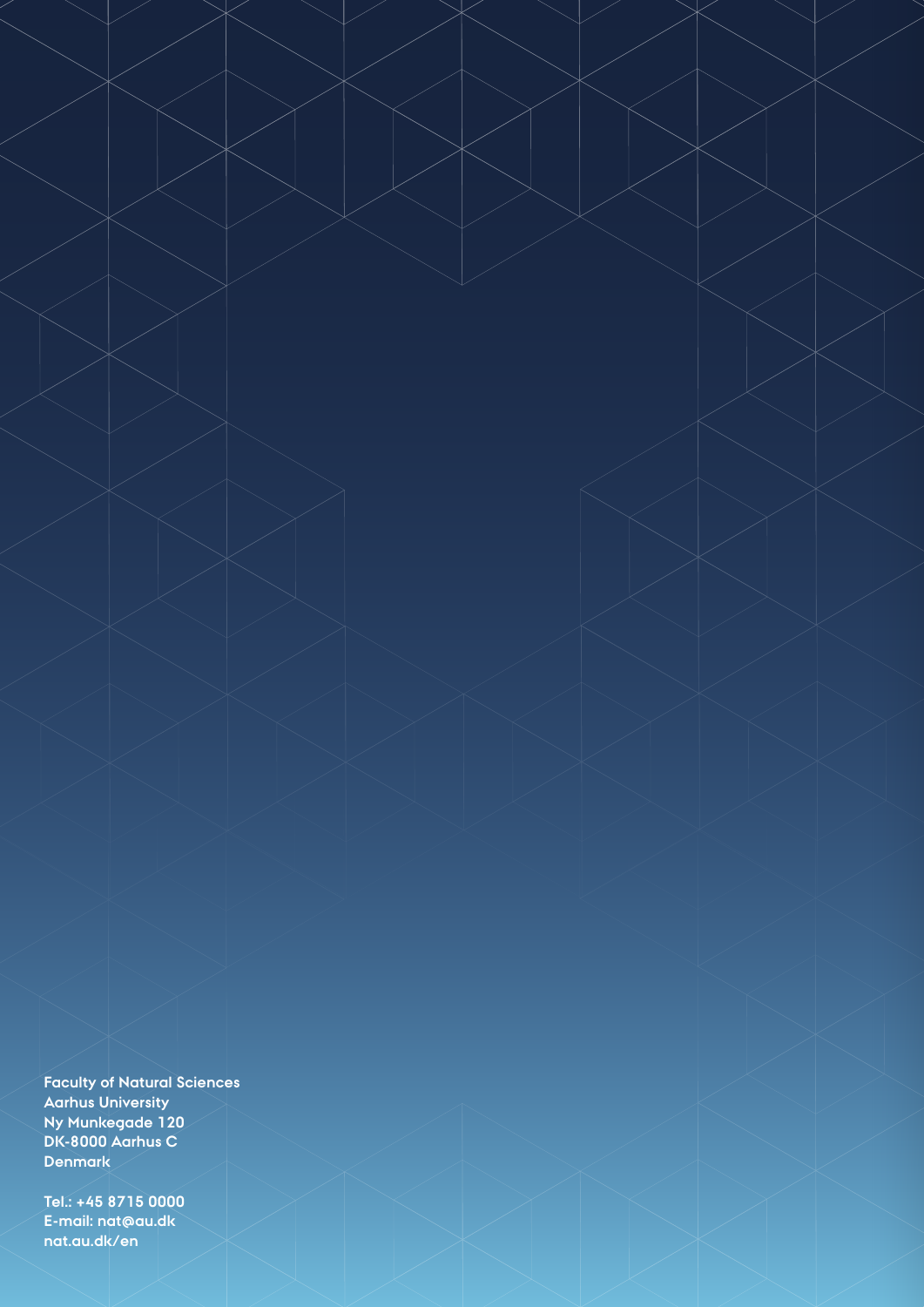**Faculty of Natural Sciences**
**Aarhus University**
**Ny Munkegade 120**
**DK-8000 Aarhus C**
**Denmark**

**Tel.: +45 8715 0000**
**E-mail: nat@au.dk**
**nat.au.dk/en**